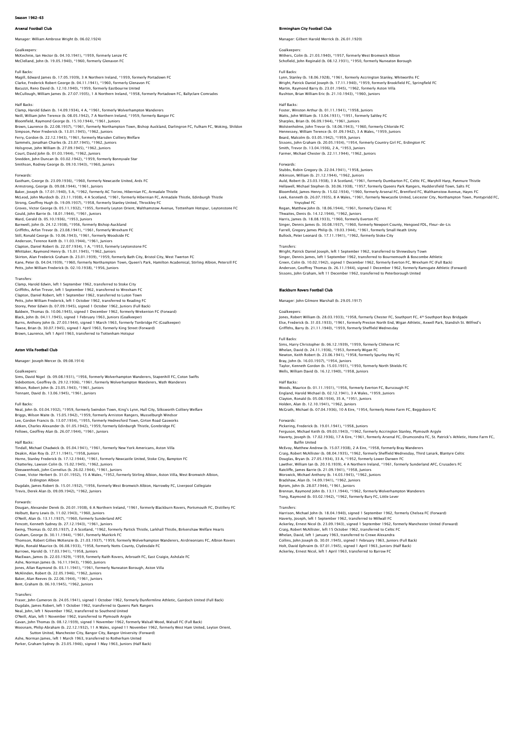## Season 1962–63

### Arsenal Football Club

Manager: William Ambrose Wright (b. 06.02.1924)

Goalkeepers:
McKechnie, Ian Hector (b. 04.10.1941), *1959, formerly Lenze FC
McClelland, John (b. 19.05.1940), *1960, formerly Glenavon FC

Full Backs:
Magill, Edward James (b. 17.05.1939), 3 A Northern Ireland, *1959, formerly Portadown FC
Clarke, Frederick Robert George (b. 04.11.1941), *1960, formerly Glenavon FC
Bacuzzi, Reno David (b. 12.10.1940), *1959, formerly Eastbourne United
McCullough, William James (b. 27.07.1935), 1 A Northern Ireland, *1958, formerly Portadown FC, Ballyclare Comrades

Half Backs:
Clamp, Harold Edwin (b. 14.09.1934), 4 A, *1961, formerly Wolverhampton Wanderers
Neill, William John Terence (b. 08.05.1942), 7 A Northern Ireland, *1959, formerly Bangor FC
Bloomfield, Raymond George (b. 15.10.1944), *1961, Juniors
Brown, Laurence (b. 22.08.1937), *1961, formerly Northampton Town, Bishop Auckland, Darlingron FC, Fulham FC, Woking, Shildon
Simpson, Peter Frederick (b. 13.01.1945), *1962, Juniors
Ferry, Gordon (b. 22.12.1943), *1961, formerly Marsden Colliery Welfare
Sammels, Jonathan Charles (b. 23.07.1945), *1962, Juniors
Holsgrove, John William (b. 27.09.1945), *1962, Juniors
Court, David John (b. 01.03.1944), *1962, Juniors
Snedden, John Duncan (b. 03.02.1942), *1959, formerly Bonnyvale Star
Smithson, Rodney George (b. 09.10.1943), *1960, Juniors

Forwards:
Eastham, George (b. 23.09.1936), *1960, formerly Newcastle United, Ards FC
Armstrong, George (b. 09.08.1944), *1961, Juniors
Baker, Joseph (b. 17.01.1940), 5 A, *1962, formerly AC Torino, Hibernian FC, Armadale Thistle
McLeod, John Murdoch (b. 23.11.1938), 4 A Scotland, *1961, formerly Hibernian FC, Armadale Thistle, Edinburgh Thistle
Strong, Geoffrey Hugh (b. 19.09.1937), *1958, formerly Stanley United, Throckley FC
Groves, Victor George (b. 05.11.1932), *1955, formerly Leyton Orient, Walthamstow Avenue, Tottenham Hotspur, Leytonstone FC
Gould, John Barrie (b. 18.01.1944), *1961, Juniors
Ward, Gerald (b. 05.10.1936), *1953, Juniors
Barnwell, John (b. 24.12.1938), *1956, formerly Bishop Auckland
Griffiths, Arfon Trevor (b. 23.08.1941), *1961, formerly Wrexham FC
Still, Ronald George (b. 10.06.1943), *1961, formerly Woodside FC
Anderson, Terence Keith (b. 11.03.1944), *1961, Juniors
Clapton, Daniel Robert (b. 22.07.1934), 1 A, *1953, formerly Leytonstone FC
Whittaker, Raymond Henry (b. 15.01.1945), *1962, Juniors
Skirton, Alan Frederick Graham (b. 23.01.1939), *1959, formerly Bath City, Bristol City, West Twerton FC
Kane, Peter (b. 04.04.1939), *1960, formerly Northampton Town, Queen's Park, Hamilton Academical, Stirling Albion, Petersill FC
Petts, John William Frederick (b. 02.10.1938), *1956, Juniors

Transfers:
Clamp, Harold Edwin, left 1 September 1962, transferred to Stoke City
Griffiths, Arfon Trevor, left 1 September 1962, transferred to Wrexham FC
Clapton, Daniel Robert, left 1 September 1962, transferred to Luton Town
Petts, John William Frederick, left 1 October 1962, transferred to Reading FC
Storey, Peter Edwin (b. 07.09.1945), signed 1 October 1962, Juniors (Full Back)
Baldwin, Thomas (b. 10.06.1945), signed 1 December 1962, formerly Wrekenton FC (Forward)
Black, John (b. 04.11.1945), signed 1 February 1963, Juniors (Goalkeeper)
Burns, Anthony John (b. 27.03.1944), signed 1 March 1963, formerly Tonbridge FC (Goalkeeper)
Tawse, Brian (b. 30.07.1945), signed 1 April 1963, formerly King Street (Forward)
Brown, Laurence, left 1 April 1963, transferred to Tottenham Hotspur

### Aston Villa Football Club

Manager: Joseph Mercer (b. 09.08.1914)

Goalkeepers:
Sims, David Nigel (b. 09.08.1931), *1956, formerly Wolverhampton Wanderers, Stapenhill FC, Coton Swifts
Sidebottom, Geoffrey (b. 29.12.1936), *1961, formerly Wolverhampton Wanderers, Wath Wanderers
Wilson, Robert John (b. 23.05.1943), *1961, Juniors
Tennant, David (b. 13.06.1945), *1961, Juniors

Full Backs:
Neal, John (b. 03.04.1932), *1959, formerly Swindon Town, King's Lynn, Hull City, Silksworth Colliery Welfare
Briggs, Wilson Waite (b. 15.05.1942), *1959, formerly Arniston Rangers, Musselburgh Windsor
Lee, Gordon Francis (b. 13.07.1934), *1955, formerly Hednesford Town, Girton Road Gasworks
Aitken, Charles Alexander (b. 01.05.1942), *1959, formerly Edinburgh Thistle, Gorebridge FC
Fellows, Geoffrey Alan (b. 26.07.1944), *1961, Juniors

Half Backs:
Tindall, Michael Chadwick (b. 05.04.1941), *1961, formerly New York Americans, Aston Villa
Deakin, Alan Roy (b. 27.11.1941), *1958, Juniors
Horne, Stanley Frederick (b. 17.12.1944), *1961, formerly Newcastle United, Stoke City, Bampton FC
Chatterley, Lawson Colin (b. 15.02.1945), *1962, Juniors
Sleeuwenhoek, John Cornelius (b. 26.02.1944), *1961, Juniors
Crowe, Victor Herbert (b. 31.01.1932), 15 A Wales, *1952, formerly Stirling Albion, Aston Villa, West Bromwich Albion, Erdington Albion
Dugdale, James Robert (b. 15.01.1932), *1956, formerly West Bromwich Albion, Harrowby FC, Liverpool Collegiate
Trevis, Derek Alan (b. 09.09.1942), *1962, Juniors

Forwards:
Dougan, Alexander Derek (b. 20.01.1938), 6 A Northern Ireland, *1961, formerly Blackburn Rovers, Portsmouth FC, Distillery FC
Holbutt, Barry Lewis (b. 11.02.1943), *1960, Juniors
O'Neill, Alan (b. 13.11.1937), *1960, formerly Sunderland AFC
Fencott, Kenneth Sydney (b. 27.12.1943), *1961, Juniors
Ewing, Thomas (b. 02.05.1937), 2 A Scotland, *1962, formerly Partick Thistle, Larkhall Thistle, Birkenshaw Welfare Hearts
Graham, George (b. 30.11.1944), *1961, formerly Muirkirk FC
Thomson, Robert Gillies McKenzie (b. 21.03.1937), *1959, formerly Wolverhampton Wanderers, Airdrieonians FC, Albion Rovers
Wylie, Ronald Maurice (b. 06.08.1933), *1958, formerly Notts County, Clydesdale FC
Burrows, Harold (b. 17.03.1941), *1958, Juniors
MacEwan, James (b. 22.03.1929), *1959, formerly Raith Rovers, Arbroath FC, East Craigie, Ashdale FC
Ashe, Norman James (b. 16.11.1943), *1960, Juniors
Jones, Allan Raymond (b. 03.11.1941), *1961, formerly Nuneaton Borough, Aston Villa
McAlinden, Robert (b. 22.05.1946), *1962, Juniors
Baker, Alan Reeves (b. 22.06.1944), *1961, Juniors
Bent, Graham (b. 06.10.1945), *1962, Juniors

Transfers:
Fraser, John Cameron (b. 24.05.1941), signed 1 October 1962, formerly Dunfermline Athletic, Gairdoch United (Full Back)
Dugdale, James Robert, left 1 October 1962, transferred to Queens Park Rangers
Neal, John, left 1 November 1962, transferred to Southend United
O'Neill, Alan, left 1 November 1962, transferred to Plymouth Argyle
Gavan, John Thomas (b. 08.12.1939), signed 1 November 1962, formerly Walsall Wood, Walsall FC (Full Back)
Woosnam, Philip Abraham (b. 22.12.1932), 11 A Wales, signed 11 November 1962, formerly West Ham United, Leyton Orient, Sutton United, Manchester City, Bangor City, Bangor University (Forward)
Ashe, Norman James, left 1 March 1963, transferred to Rotherham United
Parker, Graham Sydney (b. 23.05.1946), signed 1 May 1963, Juniors (Half Back)

### Birmingham City Football Club

Manager: Gilbert Harold Merrick (b. 26.01.1920)

Goalkeepers:
Withers, Colin (b. 21.03.1940), *1957, formerly West Bromwich Albion
Schofield, John Reginald (b. 08.12.1931), *1950, formerly Nuneaton Borough

Full Backs:
Lynn, Stanley (b. 18.06.1928), *1961, formerly Accrington Stanley, Whitworths FC
Wright, Patrick Daniel Joseph (b. 17.11.1940), *1959, formerly Brookfield FC, Springfield FC
Martin, Raymond Barry (b. 23.01.1945), *1962, formerly Aston Villa
Rushton, Brian William Eric (b. 21.10.1943), *1960, Juniors

Half Backs:
Foster, Winston Arthur (b. 01.11.1941), *1958, Juniors
Watts, John William (b. 13.04.1931), *1951, formerly Saltley FC
Sharples, Brian (b. 06.09.1944), *1961, Juniors
Wolstenholme, John Trevor (b. 18.06.1943), *1960, formerly Chloride FC
Hennessey, William Terence (b. 01.09.1942), 3 A Wales, *1959, Juniors
Beard, Malcolm (b. 03.05.1942), *1959, Juniors
Sissons, John Graham (b. 20.05.1934), *1954, formerly Country Girl FC, Erdington FC
Smith, Trevor (b. 13.04.1936), 2 A, *1953, Juniors
Farmer, Michael Chester (b. 22.11.1944), *1962, Juniors

Forwards:
Stubbs, Robin Gregory (b. 22.04.1941), *1958, Juniors
Atkinson, William (b. 21.12.1944), *1962, Juniors
Auld, Robert (b. 23.03.1938), 3 A Scotland, *1961, formerly Dumbarton FC, Celtic FC, Maryhill Harp, Panmure Thistle
Hellawell, Michael Stephen (b. 30.06.1938), *1957, formerly Queens Park Rangers, Huddersfield Town, Salts FC
Bloomfield, James Henry (b. 15.02.1934), *1960, formerly Arsenal FC, Brentford FC, Walthamstow Avenue, Hayes FC
Leek, Kenneth (b. 26.07.1935), 8 A Wales, *1961, formerly Newcastle United, Leicester City, Northampton Town, Pontypridd FC, Ynysybwl FC
Regan, Matthew John (b. 18.06.1944), *1961, formerly Claines FC
Thwaites, Denis (b. 14.12.1944), *1962, Juniors
Harris, James (b. 18.08.1933), *1960, formerly Everton FC
Singer, Dennis James (b. 30.08.1937), *1960, formerly Newport County, Hengoed FDL, Fleur-de-Lis
Farrell, Gregory James Philip (b. 19.03.1944), *1961, formerly Small Heath Unity
Bullock, Peter Leonard (b. 17.11.1941), *1962, formerly Stoke City

Transfers:
Wright, Patrick Daniel Joseph, left 1 September 1962, transferred to Shrewsbury Town
Singer, Dennis James, left 1 September 1962, transferred to Bournemouth & Boscombe Athletic
Green, Colin (b. 10.02.1942), signed 1 December 1962, formerly Everton FC, Wrexham FC (Full Back)
Anderson, Geoffrey Thomas (b. 26.11.1944), signed 1 December 1962, formerly Ramsgate Athletic (Forward)
Sissons, John Graham, left 11 December 1962, transferred to Peterborough United

### Blackburn Rovers Football Club

Manager: John Gilmore Marshall (b. 29.05.1917)

Goalkeepers:
Jones, Robert William (b. 28.03.1933), *1958, formerly Chester FC, Southport FC, 4th Southport Boys Bridgade
Else, Frederick (b. 31.03.1933), *1961, formerly Preston North End, Wigan Athletic, Axwell Park, Standish St. Wilfred's
Griffiths, Barry (b. 21.11.1940), *1959, formerly Sheffield Wednesday

Full Backs:
Sims, Harry Christopher (b. 06.12.1939), *1959, formerly Clitheroe FC
Whelan, David (b. 24.11.1936), *1953, formerly Wigan FC
Newton, Keith Robert (b. 23.06.1941), *1958, formerly Spurley Hey FC
Bray, John (b. 16.03.1937), *1954, Juniors
Taylor, Kenneth Gordon (b. 15.03.1931), *1950, formerly North Shields FC
Wells, William David (b. 16.12.1940), *1958, Juniors

Half Backs:
Woods, Maurice (b. 01.11.1931), *1956, formerly Everton FC, Burscough FC
England, Harold Michael (b. 02.12.1941), 3 A Wales, *1959, Juniors
Clayton, Ronald (b. 05.08.1934), 35 A, *1951, Juniors
Holden, Alan (b. 12.10.1941), *1962, Juniors
McGrath, Michael (b. 07.04.1936), 10 A Eire, *1954, formerly Home Farm FC, Beggsboro FC

Forwards:
Pickering, Frederick (b. 19.01.1941), *1958, Juniors
Ferguson, Michael Keith (b. 09.03.1943), *1962, formerly Accrington Stanley, Plymouth Argyle
Haverty, Joseph (b. 17.02.1936), 17 A Eire, *1961, formerly Arsenal FC, Drumcondra FC, St. Patrick's Athletic, Home Farm FC, Bulfin United
McEvoy, Matthew Andrew (b. 15.07.1938), 2 A Eire, *1958, formerly Bray Wanderers
Craig, Robert McAllister (b. 08.04.1935), *1962, formerly Sheffield Wednesday, Third Lanark, Blantyre Celtic
Douglas, Bryan (b. 27.05.1934), 33 A, *1952, formerly Lower Darwen FC
Lawther, William Ian (b. 20.10.1939), 4 A Northern Ireland, *1961, formerly Sunderland AFC, Crusaders FC
Ratcliffe, James Barrie (b. 21.09.1941), *1958, Juniors
Worswick, Michael Anthony (b. 14.03.1945), *1962, Juniors
Bradshaw, Alan (b. 14.09.1941), *1962, Juniors
Byrom, John (b. 28.07.1944), *1961, Juniors
Brennan, Raymond John (b. 13.11.1944), *1962, formerly Wolverhampton Wanderers
Tong, Raymond (b. 03.02.1942), *1962, formerly Bury FC, Little Lever

Transfers:
Harrison, Michael John (b. 18.04.1940), signed 1 September 1962, formerly Chelsea FC (Forward)
Haverty, Joseph, left 1 September 1962, transferred to Millwall FC
Ackerley, Ernest Nicol (b. 23.09.1943), signed 1 September 1962, formerly Manchester United (Forward)
Craig, Robert McAllister, left 15 October 1962, transferred to Celtic FC
Whelan, David, left 1 January 1963, transferred to Crewe Alexandra
Collins, John Joseph (b. 30.01.1945), signed 1 February 1963, Juniors (Full Back)
Holt, David Ephraim (b. 07.01.1945), signed 1 April 1963, Juniors (Half Back)
Ackerley, Ernest Nicol, left 1 April 1963, transferred to Barrow FC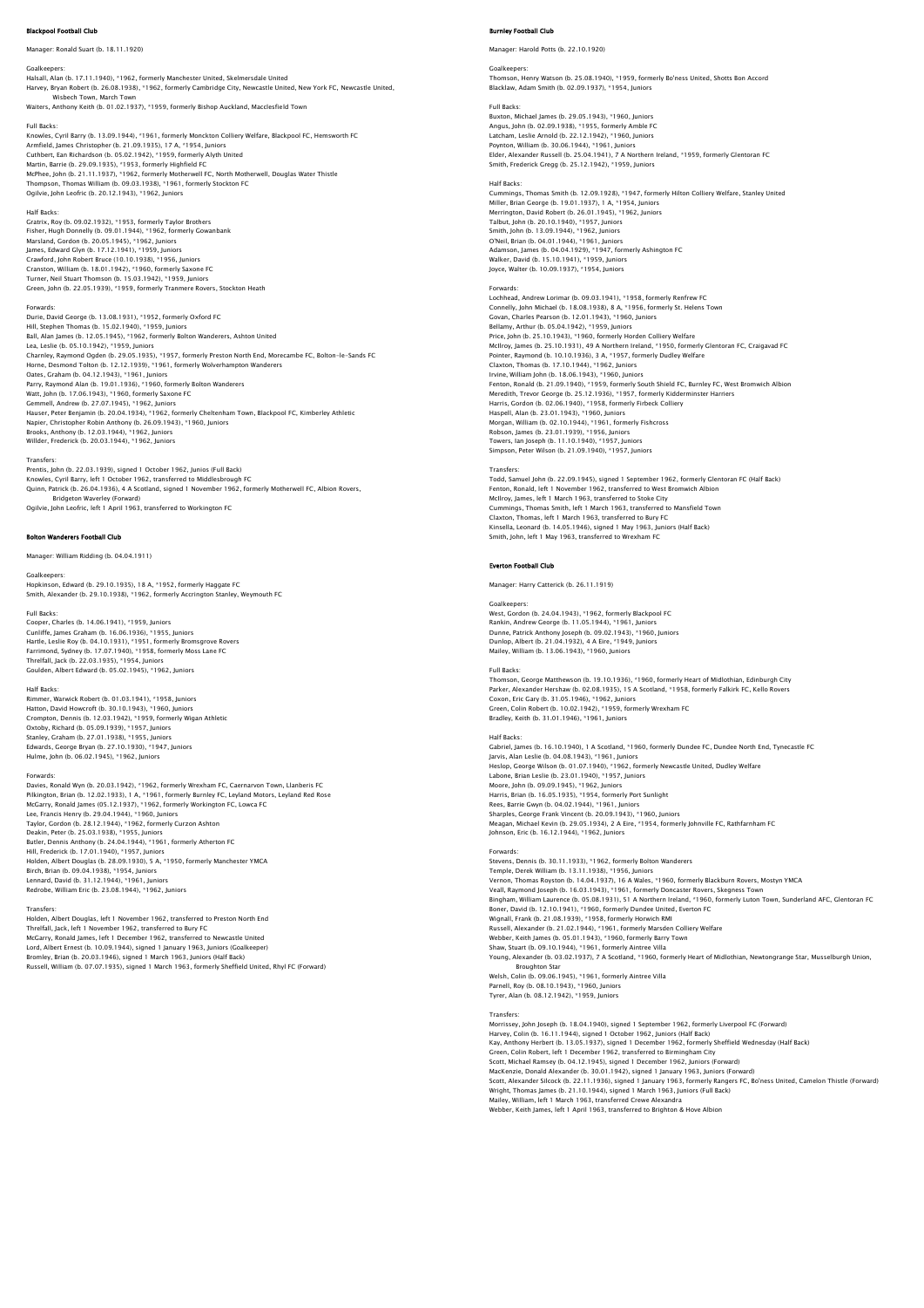## Blackpool Football Club

Manager: Ronald Suart (b. 18.11.1920)

Goalkeepers:
Halsall, Alan (b. 17.11.1940), *1962, formerly Manchester United, Skelmersdale United
Harvey, Bryan Robert (b. 26.08.1938), *1962, formerly Cambridge City, Newcastle United, New York FC, Newcastle United, Wisbech Town, March Town
Waiters, Anthony Keith (b. 01.02.1937), *1959, formerly Bishop Auckland, Macclesfield Town

Full Backs:
Knowles, Cyril Barry (b. 13.09.1944), *1961, formerly Monckton Colliery Welfare, Blackpool FC, Hemsworth FC
Armfield, James Christopher (b. 21.09.1935), 17 A, *1954, Juniors
Cuthbert, Ean Richardson (b. 05.02.1942), *1959, formerly Alyth United
Martin, Barrie (b. 29.09.1935), *1953, formerly Highfield FC
McPhee, John (b. 21.11.1937), *1962, formerly Motherwell FC, North Motherwell, Douglas Water Thistle
Thompson, Thomas William (b. 09.03.1938), *1961, formerly Stockton FC
Ogilvie, John Leofric (b. 20.12.1943), *1962, Juniors

Half Backs:
Gratrix, Roy (b. 09.02.1932), *1953, formerly Taylor Brothers
Fisher, Hugh Donnelly (b. 09.01.1944), *1962, formerly Gowanbank
Marsland, Gordon (b. 20.05.1945), *1962, Juniors
James, Edward Glyn (b. 17.12.1941), *1959, Juniors
Crawford, John Robert Bruce (10.10.1938), *1956, Juniors
Cranston, William (b. 18.01.1942), *1960, formerly Saxone FC
Turner, Neil Stuart Thomson (b. 15.03.1942), *1959, Juniors
Green, John (b. 22.05.1939), *1959, formerly Tranmere Rovers, Stockton Heath

Forwards:
Durie, David George (b. 13.08.1931), *1952, formerly Oxford FC
Hill, Stephen Thomas (b. 15.02.1940), *1959, Juniors
Ball, Alan James (b. 12.05.1945), *1962, formerly Bolton Wanderers, Ashton United
Lea, Leslie (b. 05.10.1942), *1959, Juniors
Charnley, Raymond Ogden (b. 29.05.1935), *1957, formerly Preston North End, Morecambe FC, Bolton-le-Sands FC
Horne, Desmond Tolton (b. 12.12.1939), *1961, formerly Wolverhampton Wanderers
Oates, Graham (b. 04.12.1943), *1961, Juniors
Parry, Raymond Alan (b. 19.01.1936), *1960, formerly Bolton Wanderers
Watt, John (b. 17.06.1943), *1960, formerly Saxone FC
Gemmell, Andrew (b. 27.07.1945), *1962, Juniors
Hauser, Peter Benjamin (b. 20.04.1934), *1962, formerly Cheltenham Town, Blackpool FC, Kimberley Athletic
Napier, Christopher Robin Anthony (b. 26.09.1943), *1960, Juniors
Brooks, Anthony (b. 12.03.1944), *1962, Juniors
Willder, Frederick (b. 20.03.1944), *1962, Juniors

Transfers:
Prentis, John (b. 22.03.1939), signed 1 October 1962, Junios (Full Back)
Knowles, Cyril Barry, left 1 October 1962, transferred to Middlesbrough FC
Quinn, Patrick (b. 26.04.1936), 4 A Scotland, signed 1 November 1962, formerly Motherwell FC, Albion Rovers, Bridgeton Waverley (Forward)
Ogilvie, John Leofric, left 1 April 1963, transferred to Workington FC

## Bolton Wanderers Football Club

Manager: William Ridding (b. 04.04.1911)

Goalkeepers:
Hopkinson, Edward (b. 29.10.1935), 18 A, *1952, formerly Haggate FC
Smith, Alexander (b. 29.10.1938), *1962, formerly Accrington Stanley, Weymouth FC

Full Backs:
Cooper, Charles (b. 14.06.1941), *1959, Juniors
Cunliffe, James Graham (b. 16.06.1936), *1955, Juniors
Hartle, Leslie Roy (b. 04.10.1931), *1951, formerly Bromsgrove Rovers
Farrimond, Sydney (b. 17.07.1940), *1958, formerly Moss Lane FC
Threlfall, Jack (b. 22.03.1935), *1954, Juniors
Goulden, Albert Edward (b. 05.02.1945), *1962, Juniors

Half Backs:
Rimmer, Warwick Robert (b. 01.03.1941), *1958, Juniors
Hatton, David Howcroft (b. 30.10.1943), *1960, Juniors
Crompton, Dennis (b. 12.03.1942), *1959, formerly Wigan Athletic
Oxtoby, Richard (b. 05.09.1939), *1957, Juniors
Stanley, Graham (b. 27.01.1938), *1955, Juniors
Edwards, George Bryan (b. 27.10.1930), *1947, Juniors
Hulme, John (b. 06.02.1945), *1962, Juniors

Forwards:
Davies, Ronald Wyn (b. 20.03.1942), *1962, formerly Wrexham FC, Caernarvon Town, Llanberis FC
Pilkington, Brian (b. 12.02.1933), 1 A, *1961, formerly Burnley FC, Leyland Motors, Leyland Red Rose
McGarry, Ronald James (05.12.1937), *1962, formerly Workington FC, Lowca FC
Lee, Francis Henry (b. 29.04.1944), *1960, Juniors
Taylor, Gordon (b. 28.12.1944), *1962, formerly Curzon Ashton
Deakin, Peter (b. 25.03.1938), *1955, Juniors
Butler, Dennis Anthony (b. 24.04.1944), *1961, formerly Atherton FC
Hill, Frederick (b. 17.01.1940), *1957, Juniors
Holden, Albert Douglas (b. 28.09.1930), 5 A, *1950, formerly Manchester YMCA
Birch, Brian (b. 09.04.1938), *1954, Juniors
Lennard, David (b. 31.12.1944), *1961, Juniors
Redrobe, William Eric (b. 23.08.1944), *1962, Juniors

Transfers:
Holden, Albert Douglas, left 1 November 1962, transferred to Preston North End
Threlfall, Jack, left 1 November 1962, transferred to Bury FC
McGarry, Ronald James, left 1 December 1962, transferred to Newcastle United
Lord, Albert Ernest (b. 10.09.1944), signed 1 January 1963, Juniors (Goalkeeper)
Bromley, Brian (b. 20.03.1946), signed 1 March 1963, Juniors (Half Back)
Russell, William (b. 07.07.1935), signed 1 March 1963, formerly Sheffield United, Rhyl FC (Forward)

## Burnley Football Club

Manager: Harold Potts (b. 22.10.1920)

Goalkeepers:
Thomson, Henry Watson (b. 25.08.1940), *1959, formerly Bo'ness United, Shotts Bon Accord
Blacklaw, Adam Smith (b. 02.09.1937), *1954, Juniors

Full Backs:
Buxton, Michael James (b. 29.05.1943), *1960, Juniors
Angus, John (b. 02.09.1938), *1955, formerly Amble FC
Latcham, Leslie Arnold (b. 22.12.1942), *1960, Juniors
Poynton, William (b. 30.06.1944), *1961, Juniors
Elder, Alexander Russell (b. 25.04.1941), 7 A Northern Ireland, *1959, formerly Glentoran FC
Smith, Frederick Gregg (b. 25.12.1942), *1959, Juniors

Half Backs:
Cummings, Thomas Smith (b. 12.09.1928), *1947, formerly Hilton Colliery Welfare, Stanley United
Miller, Brian George (b. 19.01.1937), 1 A, *1954, Juniors
Merrington, David Robert (b. 26.01.1945), *1962, Juniors
Talbut, John (b. 20.10.1940), *1957, Juniors
Smith, John (b. 13.09.1944), *1962, Juniors
O'Neil, Brian (b. 04.01.1944), *1961, Juniors
Adamson, James (b. 04.04.1929), *1947, formerly Ashington FC
Walker, David (b. 15.10.1941), *1959, Juniors
Joyce, Walter (b. 10.09.1937), *1954, Juniors

Forwards:
Lochhead, Andrew Lorimar (b. 09.03.1941), *1958, formerly Renfrew FC
Connelly, John Michael (b. 18.08.1938), 8 A, *1956, formerly St. Helens Town
Govan, Charles Pearson (b. 12.01.1943), *1960, Juniors
Bellamy, Arthur (b. 05.04.1942), *1959, Juniors
Price, John (b. 25.10.1943), *1960, formerly Horden Colliery Welfare
McIlroy, James (b. 25.10.1931), 49 A Northern Ireland, *1950, formerly Glentoran FC, Craigavad FC
Pointer, Raymond (b. 10.10.1936), 3 A, *1957, formerly Dudley Welfare
Claxton, Thomas (b. 17.10.1944), *1962, Juniors
Irvine, William John (b. 18.06.1943), *1960, Juniors
Fenton, Ronald (b. 21.09.1940), *1959, formerly South Shield FC, Burnley FC, West Bromwich Albion
Meredith, Trevor George (b. 25.12.1936), *1957, formerly Kidderminster Harriers
Harris, Gordon (b. 02.06.1940), *1958, formerly Firbeck Colliery
Haspell, Alan (b. 23.01.1943), *1960, Juniors
Morgan, William (b. 02.10.1944), *1961, formerly Fishcross
Robson, James (b. 23.01.1939), *1956, Juniors
Towers, Ian Joseph (b. 11.10.1940), *1957, Juniors
Simpson, Peter Wilson (b. 21.09.1940), *1957, Juniors

Transfers:
Todd, Samuel John (b. 22.09.1945), signed 1 September 1962, formerly Glentoran FC (Half Back)
Fenton, Ronald, left 1 November 1962, transferred to West Bromwich Albion
McIlroy, James, left 1 March 1963, transferred to Stoke City
Cummings, Thomas Smith, left 1 March 1963, transferred to Mansfield Town
Claxton, Thomas, left 1 March 1963, transferred to Bury FC
Kinsella, Leonard (b. 14.05.1946), signed 1 May 1963, Juniors (Half Back)
Smith, John, left 1 May 1963, transferred to Wrexham FC

## Everton Football Club

Manager: Harry Catterick (b. 26.11.1919)

Goalkeepers:
West, Gordon (b. 24.04.1943), *1962, formerly Blackpool FC
Rankin, Andrew George (b. 11.05.1944), *1961, Juniors
Dunne, Patrick Anthony Joseph (b. 09.02.1943), *1960, Juniors
Dunlop, Albert (b. 21.04.1932), 4 A Eire, *1949, Juniors
Mailey, William (b. 13.06.1943), *1960, Juniors

Full Backs:
Thomson, George Matthewson (b. 19.10.1936), *1960, formerly Heart of Midlothian, Edinburgh City
Parker, Alexander Hershaw (b. 02.08.1935), 15 A Scotland, *1958, formerly Falkirk FC, Kello Rovers
Coxon, Eric Gary (b. 31.05.1946), *1962, Juniors
Green, Colin Robert (b. 10.02.1942), *1959, formerly Wrexham FC
Bradley, Keith (b. 31.01.1946), *1961, Juniors

Half Backs:
Gabriel, James (b. 16.10.1940), 1 A Scotland, *1960, formerly Dundee FC, Dundee North End, Tynecastle FC
Jarvis, Alan Leslie (b. 04.08.1943), *1961, Juniors
Heslop, George Wilson (b. 01.07.1940), *1962, formerly Newcastle United, Dudley Welfare
Labone, Brian Leslie (b. 23.01.1940), *1957, Juniors
Moore, John (b. 09.09.1945), *1962, Juniors
Harris, Brian (b. 16.05.1935), *1954, formerly Port Sunlight
Rees, Barrie Gwyn (b. 04.02.1944), *1961, Juniors
Sharples, George Frank Vincent (b. 20.09.1943), *1960, Juniors
Meagan, Michael Kevin (b. 29.05.1934), 2 A Eire, *1954, formerly Johnville FC, Rathfarnham FC
Johnson, Eric (b. 16.12.1944), *1962, Juniors

Forwards:
Stevens, Dennis (b. 30.11.1933), *1962, formerly Bolton Wanderers
Temple, Derek William (b. 13.11.1938), *1956, Juniors
Vernon, Thomas Royston (b. 14.04.1937), 16 A Wales, *1960, formerly Blackburn Rovers, Mostyn YMCA
Veall, Raymond Joseph (b. 16.03.1943), *1961, formerly Doncaster Rovers, Skegness Town
Bingham, William Laurence (b. 05.08.1931), 51 A Northern Ireland, *1960, formerly Luton Town, Sunderland AFC, Glentoran FC
Boner, David (b. 12.10.1941), *1960, formerly Dundee United, Everton FC
Wignall, Frank (b. 21.08.1939), *1958, formerly Horwich RMI
Russell, Alexander (b. 21.02.1944), *1961, formerly Marsden Colliery Welfare
Webber, Keith James (b. 05.01.1943), *1960, formerly Barry Town
Shaw, Stuart (b. 09.10.1944), *1961, formerly Aintree Villa
Young, Alexander (b. 03.02.1937), 7 A Scotland, *1960, formerly Heart of Midlothian, Newtongrange Star, Musselburgh Union, Broughton Star
Welsh, Colin (b. 09.06.1945), *1961, formerly Aintree Villa
Parnell, Roy (b. 08.10.1943), *1960, Juniors
Tyrer, Alan (b. 08.12.1942), *1959, Juniors

Transfers:
Morrissey, John Joseph (b. 18.04.1940), signed 1 September 1962, formerly Liverpool FC (Forward)
Harvey, Colin (b. 16.11.1944), signed 1 October 1962, Juniors (Half Back)
Kay, Anthony Herbert (b. 13.05.1937), signed 1 December 1962, formerly Sheffield Wednesday (Half Back)
Green, Colin Robert, left 1 December 1962, transferred to Birmingham City
Scott, Michael Ramsey (b. 04.12.1945), signed 1 December 1962, Juniors (Forward)
MacKenzie, Donald Alexander (b. 30.01.1942), signed 1 January 1963, Juniors (Forward)
Scott, Alexander Silcock (b. 22.11.1936), signed 1 January 1963, formerly Rangers FC, Bo'ness United, Camelon Thistle (Forward)
Wright, Thomas James (b. 21.10.1944), signed 1 March 1963, Juniors (Full Back)
Mailey, William, left 1 March 1963, transferred Crewe Alexandra
Webber, Keith James, left 1 April 1963, transferred to Brighton & Hove Albion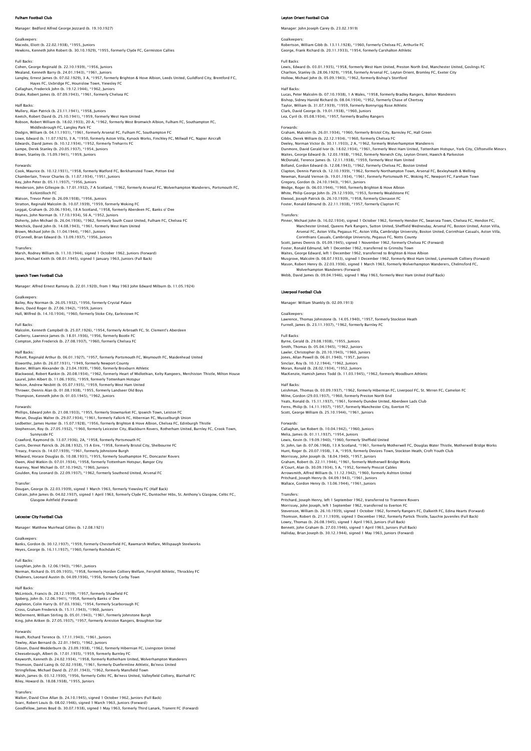## Fulham Football Club

Manager: Bedford Alfred George Jezzard (b. 19.10.1927)

Goalkeepers:
Macedo, Eliott (b. 22.02.1938), *1955, Juniors
Hewkins, Kenneth John Robert (b. 30.10.1929), *1955, formerly Clyde FC, Germiston Callies

Full Backs:
Cohen, George Reginald (b. 22.10.1939), *1956, Juniors
Mealand, Kenneth Barry (b. 24.01.1943), *1961, Juniors
Langley, Ernest James (b. 07.02.1929), 3 A, *1957, formerly Brighton & Hove Albion, Leeds United, Guildford City, Brentford FC, Hayes FC, Uxbridge FC, Hounslow Town, Yiewsley FC
Callaghan, Frederick John (b. 19.12.1944), *1962, Juniors
Drake, Robert James (b. 07.09.1943), *1961, formerly Chelsea FC

Half Backs:
Mullery, Alan Patrick (b. 23.11.1941), *1958, Juniors
Keetch, Robert David (b. 25.10.1941), *1959, formerly West Ham United
Robson, Robert William (b. 18.02.1933), 20 A, *1962, formerly West Bromwich Albion, Fulham FC, Southampton FC, Middlesbrough FC, Langley Park FC
Dodgin, William (b. 04.11.1931), *1961, formerly Arsenal FC, Fulham FC, Southampton FC
Lowe, Edward (b. 11.07.1925), 3 A, *1950, formerly Aston Villa, Kynock Works, Finchley FC, Millwall FC, Napier Aircraft
Edwards, David James (b. 10.12.1934), *1952, formerly Treharris FC
Lampe, Derek Stanley (b. 20.05.1937), *1954, Juniors
Brown, Stanley (b. 15.09.1941), *1959, Juniors

Forwards:
Cook, Maurice (b. 10.12.1931), *1958, formerly Watford FC, Berkhamsted Town, Potton End
Chamberlain, Trevor Charles (b. 11.07.1934), *1951, Juniors
Key, John Peter (b. 05.11.1937), *1956, Juniors
Henderson, John Gillespie (b. 17.01.1932), 7 A Scotland, *1962, formerly Arsenal FC, Wolverhampton Wanderers, Portsmouth FC, Kirkintilloch FC
Watson, Trevor Peter (b. 26.09.1938), *1956, Juniors
Stratton, Reginald Malcolm (b. 10.07.1939), *1959, formerly Woking FC
Leggat, Graham (b. 20.06.1934), 18 A Scotland, *1958, formerly Aberdeen FC, Banks o' Dee
Haynes, John Norman (b. 17.10.1934), 56 A, *1952, Juniors
Doherty, John Michael (b. 26.04.1936), *1962, formerly South Coast United, Fulham FC, Chelsea FC
Metchick, David John (b. 14.08.1943), *1961, formerly West Ham United
Brown, Michael John (b. 11.04.1944), *1961, Juniors
O'Connell, Brian Edward (b. 13.09.1937), *1956, Juniors

Transfers:
Marsh, Rodney William (b. 11.10.1944), signed 1 October 1962, Juniors (Forward)
Jones, Michael Keith (b. 08.01.1945), signed 1 January 1963, Juniors (Full Back)

## Ipswich Town Football Club

Manager: Alfred Ernest Ramsey (b. 22.01.1920), from 1 May 1963 John Edward Milburn (b. 11.05.1924)

Goalkeepers:
Bailey, Roy Norman (b. 26.05.1932), *1956, formerly Crystal Palace
Bevis, David Roger (b. 27.06.1942), *1959, Juniors
Hall, Wilfred (b. 14.10.1934), *1960, formerly Stoke City, Earlestown FC

Full Backs:
Malcolm, Kenneth Campbell (b. 25.07.1926), *1954, formerly Arbroath FC, St. Clement's Aberdeen
Carberry, Lawrence James (b. 18.01.1936), *1956, formerly Bootle FC
Compton, John Frederick (b. 27.08.1937), *1960, formerly Chelsea FC

Half Backs:
Pickett, Reginald Arthur (b. 06.01.1927), *1957, formerly Portsmouth FC, Weymouth FC, Maidenhead United
Elsworthy, John (b. 26.07.1931), *1949, formerly Newport County
Baxter, William Alexander (b. 23.04.1939), *1960, formerly Broxburn Athletic
Blackwood, Robert Rankin (b. 20.08.1934), *1962, formerly Heart of Midlothian, Kelty Rangeers, Merchiston Thistle, Milton House
Laurel, John Albert (b. 11.06.1935), *1959, formerly Tottenham Hotspur
Nelson, Andrew Nesbitt (b. 05.07.1935), *1959, formerly West Ham United
Thrower, Dennis Alan (b. 01.08.1938), *1955, formerly Landseer Old Boys
Thompson, Kenneth John (b. 01.03.1945), *1962, Juniors

Forwards:
Phillips, Edward John (b. 21.08.1933), *1955, formerly Stowmarket FC, Ipswich Town, Leiston FC
Moran, Douglas Walter (b. 29.07.1934), *1961, formerly Falkirk FC, Hibernian FC, Musselburgh Union
Ledbetter, James Hunter (b. 15.07.1928), *1956, formerly Brighton & Hove Albion, Chelsea FC, Edinburgh Thistle
Stephenson, Roy (b. 27.05.1932), *1960, formerly Leicester City, Blackburn Rovers, Rotherham United, Burnley FC, Crook Town, Sunnyside FC
Crawford, Raymond (b. 13.07.1936), 2A, *1958, formerly Portsmouth FC
Curtis, Dermot Patrick (b. 26.08.1932), 15 A Eire, *1958, formerly Bristol City, Shelbourne FC
Treacy, Francis (b. 14.07.1939), *1961, formerly Johnstone Burgh
Millward, Horace Douglas (b. 10.08.1931), *1955, formerly Southampton FC, Doncaster Rovers
Owen, Aled Watkin (b. 07.01.1934), *1958, formerly Tottenham Hotspur, Bangor City
Kearney, Noel Michael (b. 07.10.1942), *1960, Juniors
Goulden, Roy Leonard (b. 22.09.1937), *1962, formerly Southend United, Arsenal FC

Transfer:
Dougan, George (b. 22.03.1939), signed 1 March 1963, formerly Yiewsley FC (Half Back)
Colrain, John James (b. 04.02.1937), signed 1 April 1963, formerly Clyde FC, Duntocher Hibs, St. Anthony's Glasgow, Celtic FC, Glasgow Ashfield (Forward)

## Leicester City Football Club

Manager: Matthew Muirhead Gillies (b. 12.08.1921)

Goalkeepers:
Banks, Gordon (b. 30.12.1937), *1959, formerly Chesterfield FC, Rawmarsh Welfare, Millspaugh Steelworks
Heyes, George (b. 16.11.1937), *1960, formerly Rochdale FC

Full Backs:
Loughlan, John (b. 12.06.1943), *1961, Juniors
Norman, Richard (b. 05.09.1935), *1958, formerly Horden Colliery Welfare, Ferryhill Athletic, Throckley FC
Chalmers, Leonard Austin (b. 04.09.1936), *1956, formerly Corby Town

Half Backs:
McLintock, Francis (b. 28.12.1939), *1957, formerly Shawfield FC
Sjoberg, John (b. 12.06.1941), *1958, formerly Banks o' Dee
Appleton, Colin Harry (b. 07.03.1936), *1954, formerly Scarborough FC
Cross, Graham Frederick (b. 15.11.1943), *1960, Juniors
McDerment, William Stirling (b. 05.01.1943), *1961, formerly Johnstone Burgh
King, John Aitken (b. 27.05.1937), *1957, formerly Arniston Rangers, Broughton Star

Forwards:
Heath, Richard Terence (b. 17.11.1943), *1961, Juniors
Tewley, Alan Bernard (b. 22.01.1945), *1962, Juniors
Gibson, David Wedderburn (b. 23.09.1938), *1962, formerly Hibernian FC, Livingston United
Cheesebrough, Albert (b. 17.01.1935), *1959, formerly Burnley FC
Keyworth, Kenneth (b. 24.02.1934), *1958, formerly Rotherham United, Wolverhampton Wanderers
Thomson, David Laing (b. 02.02.1938), *1961, formerly Dunfermline Athletic, Bo'ness United
Stringfellow, Michael David (b. 27.01.1943), *1962, formerly Mansfield Town
Walsh, James (b. 03.12.1930), *1956, formerly Celtic FC, Bo'ness United, Valleyfield Colliery, Blairhall FC
Riley, Howard (b. 18.08.1938), *1955, Juniors

Transfers:
Walker, David Clive Allan (b. 24.10.1945), signed 1 October 1962, Juniors (Full Back)
Svarc, Robert Louis (b. 08.02.1946), signed 1 March 1963, Juniors (Forward)
Goodfellow, James Boyd (b. 30.07.1938), signed 1 May 1963, formerly Third Lanark, Tranent FC (Forward)

## Leyton Orient Football Club

Manager: John Joseph Carey (b. 23.02.1919)

Goalkeepers:
Robertson, William Gibb (b. 13.11.1928), *1960, formerly Chelsea FC, Arthurlie FC
George, Frank Richard (b. 20.11.1933), *1954, formerly Carshalton Athletic

Full Backs:
Lewis, Edward (b. 03.01.1935), *1958, formerly West Ham United, Preston North End, Manchester United, Goslings FC
Charlton, Stanley (b. 28.06.1929), *1958, formerly Arsenal FC, Leyton Orient, Bromley FC, Exeter City
Hollow, Michael John (b. 05.09.1943), *1962, formerly Bishop's Stortford

Half Backs:
Lucas, Peter Malcolm (b. 07.10.1938), 1 A Wales, *1958, formerly Bradley Rangers, Bolton Wanderers
Bishop, Sidney Harold Richard (b. 08.04.1934), *1952, formerly Chase of Chertsey
Taylor, William (b. 31.07.1939), *1959, formerly Bonnyrigg Rose Athletic
Clark, David George (b. 19.01.1938), *1960, Juniors
Lea, Cyril (b. 05.08.1934), *1957, formerly Bradley Rangers

Forwards:
Graham, Malcolm (b. 26.01.1934), *1960, formerly Bristol City, Barnsley FC, Hall Green
Gibbs, Derek William (b. 22.12.1934), *1960, formerly Chelsea FC
Deeley, Norman Victor (b. 30.11.1933), 2 A, *1962, formerly Wolverhampton Wanderers
Dunmore, David Gerald Ivor (b. 18.02.1934), *1961, formerly West Ham United, Tottenham Hotspur, York City, Cliftonville Minors
Waites, George Edward (b. 12.03.1938), *1962, formerly Norwich City, Leyton Orient, Hawick & Parkeston
McDonald, Terence James (b. 12.11.1938), *1959, formerly West Ham United
Bolland, Gordon Edward (b. 12.08.1943), *1962, formerly Chelsea FC, Boston United
Clapton, Dennis Patrick (b. 12.10.1939), *1962, formerly Northampton Town, Arsenal FC, Bexleyheath & Welling
Newman, Ronald Vernon (b. 19.01.1934), *1961, formerly Portsmouth FC, Woking FC, Newport FC, Fareham Town
Gregory, Gordon (b. 24.10.1943), *1961, Juniors
Wedge, Roger (b. 06.03.1944), *1960, formerly Brighton & Hove Albion
White, Philip George John (b. 29.12.1930), *1953, formerly Wealdstone FC
Elwood, Joseph Patrick (b. 26.10.1939), *1958, formerly Glenavon FC
Foster, Ronald Edmund (b. 22.11.1938), *1957, formerly Clapton FC

Transfers:
Pinner, Michael John (b. 16.02.1934), signed 1 October 1962, formerly Hendon FC, Swansea Town, Chelsea FC, Hendon FC, Manchester United, Queens Park Rangers, Sutton United, Sheffield Wednesday, Arsenal FC, Boston United, Aston Villa, Arsenal FC, Aston Villa, Pegasus FC, Aston Villa, Cambridge University, Boston United, Corinthian Casuals, Aston Villa, Corinthians Casuals, Cambridge University, Pegasus FC, Notts County
Scott, James Dennis (b. 05.09.1945), signed 1 November 1962, formerly Chelsea FC (Forward)
Foster, Ronald Edmund, left 1 December 1962, transferred to Grimsby Town
Waites, George Edward, left 1 December 1962, transferred to Brighton & Hove Albion
Musgrove, Malcolm (b. 08.07.1933), signed 1 December 1962, formerly West Ham United, Lynemouth Colliery (Forward)
Mason, Robert Henry (b. 22.03.1936), signed 1 March 1963, formerly Wolverhampton Wanderers, Chelmsford FC, Wolverhampton Wanderers (Forward)
Webb, David James (b. 09.04.1946), signed 1 May 1963, formerly West Ham United (Half Back)

## Liverpool Football Club

Manager: William Shankly (b. 02.09.1913)

Goalkeepers:
Lawrence, Thomas Johnstone (b. 14.05.1940), *1957, formerly Stockton Heath
Furnell, James (b. 23.11.1937), *1962, formerly Burnley FC

Full Backs:
Byrne, Gerald (b. 29.08.1938), *1955, Juniors
Smith, Thomas (b. 05.04.1945), *1962, Juniors
Lawler, Christopher (b. 20.10.1943), *1960, Juniors
Jones, Allan Powell (b. 06.01.1940), *1957, Juniors
Sinclair, Roy (b. 10.12.1944), *1962, Juniors
Moran, Ronald (b. 28.02.1934), *1952, Juniors
MacKenzie, Hamish James Todd (b. 11.03.1945), *1962, formerly Woodburn Athletic

Half Backs:
Leishman, Thomas (b. 03.09.1937), *1962, formerly Hibernian FC, Liverpool FC, St. Mirren FC, Camelon FC
Milne, Gordon (29.03.1937), *1960, formerly Preston North End
Yeats, Ronald (b. 15.11.1937), *1961, formerly Dundee United, Aberdeen Lads Club
Ferns, Philip (b. 14.11.1937), *1957, formerly Manchester City, Everton FC
Scott, George William (b. 25.10.1944), *1961, Juniors

Forwards:
Callaghan, Ian Robert (b. 10.04.1942), *1960, Juniors
Melia, James (b. 01.11.1937), *1954, Juniors
Lewis, Kevin (b. 19.09.1940), *1960, formerly Sheffield United
St. John, Ian (b. 07.06.1968), 13 A Scotland, *1961, formerly Motherwell FC, Douglas Water Thistle, Motherwell Bridge Works
Hunt, Roger (b. 20.07.1938), 1 A, *1959, formerly Devizes Town, Stockton Heath, Croft Youth Club
Morrissey, John Joseph (b. 18.04.1940), *1957, Juniors
Graham, Robert (b. 22.11.1944), *1961, formerly Motherwell Bridge Works
A'Court, Alan (b. 30.09.1934), 5 A, *1952, formerly Prescot Cables
Arrowsmith, Alfred William (b. 11.12.1942), *1960, formerly Ashton United
Pritchard, Joseph Henry (b. 04.09.1943), *1961, Juniors
Wallace, Gordon Henry (b. 13.06.1944), *1961, Juniors

Transfers:
Pritchard, Joseph Henry, left 1 September 1962, transferred to Tranmere Rovers
Morrissey, John Joseph, left 1 September 1962, transferred to Everton FC
Stevenson, William (b. 26.10.1939), signed 1 October 1962, formerly Rangers FC, Dalkeith FC, Edina Hearts (Forward)
Thomson, Robert (b. 21.11.1939), signed 1 December 1962, formerly Partick Thistle, Sauchie Juveniles (Full Back)
Lowry, Thomas (b. 26.08.1945), signed 1 April 1963, Juniors (Full Back)
Bennett, John Graham (b. 27.03.1946), signed 1 April 1963, Juniors (Full Back)
Halliday, Brian Joseph (b. 30.12.1944), signed 1 May 1963, Juniors (Forward)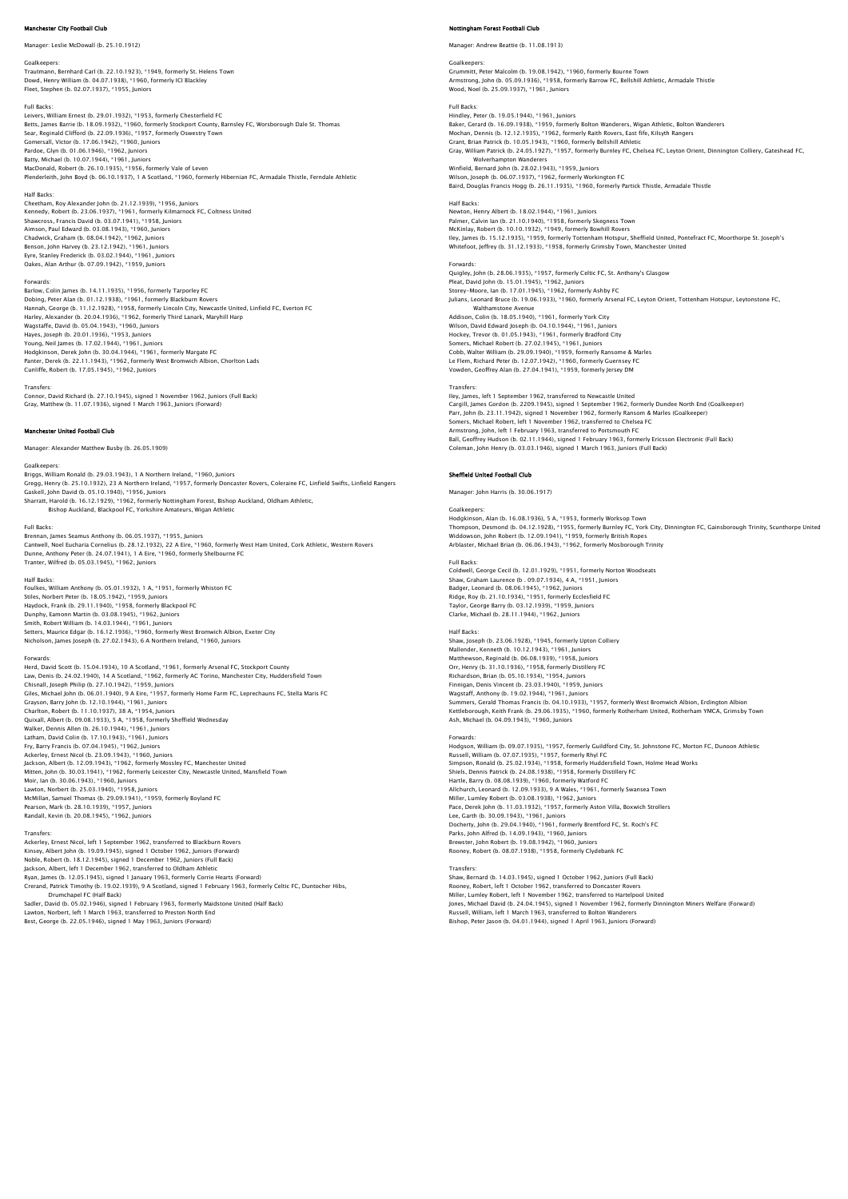## Manchester City Football Club

Manager: Leslie McDowall (b. 25.10.1912)

Goalkeepers:
Trautmann, Bernhard Carl (b. 22.10.1923), *1949, formerly St. Helens Town
Dowd, Henry William (b. 04.07.1938), *1960, formerly ICI Blackley
Fleet, Stephen (b. 02.07.1937), *1955, Juniors

Full Backs:
Leivers, William Ernest (b. 29.01.1932), *1953, formerly Chesterfield FC
Betts, James Barrie (b. 18.09.1932), *1960, formerly Stockport County, Barnsley FC, Worsborough Dale St. Thomas
Sear, Reginald Clifford (b. 22.09.1936), *1957, formerly Oswestry Town
Gomersall, Victor (b. 17.06.1942), *1960, Juniors
Pardoe, Glyn (b. 01.06.1946), *1962, Juniors
Batty, Michael (b. 10.07.1944), *1961, Juniors
MacDonald, Robert (b. 26.10.1935), *1956, formerly Vale of Leven
Plenderleith, John Boyd (b. 06.10.1937), 1 A Scotland, *1960, formerly Hibernian FC, Armadale Thistle, Ferndale Athletic

Half Backs:
Cheetham, Roy Alexander John (b. 21.12.1939), *1956, Juniors
Kennedy, Robert (b. 23.06.1937), *1961, formerly Kilmarnock FC, Coltness United
Shawcross, Francis David (b. 03.07.1941), *1958, Juniors
Aimson, Paul Edward (b. 03.08.1943), *1960, Juniors
Chadwick, Graham (b. 08.04.1942), *1962, Juniors
Benson, John Harvey (b. 23.12.1942), *1961, Juniors
Eyre, Stanley Frederick (b. 03.02.1944), *1961, Juniors
Oakes, Alan Arthur (b. 07.09.1942), *1959, Juniors

Forwards:
Barlow, Colin James (b. 14.11.1935), *1956, formerly Tarporley FC
Dobing, Peter Alan (b. 01.12.1938), *1961, formerly Blackburn Rovers
Hannah, George (b. 11.12.1928), *1958, formerly Lincoln City, Newcastle United, Linfield FC, Everton FC
Harley, Alexander (b. 20.04.1936), *1962, formerly Third Lanark, Maryhill Harp
Wagstaffe, David (b. 05.04.1943), *1960, Juniors
Hayes, Joseph (b. 20.01.1936), *1953, Juniors
Young, Neil James (b. 17.02.1944), *1961, Juniors
Hodgkinson, Derek John (b. 30.04.1944), *1961, formerly Margate FC
Panter, Derek (b. 22.11.1943), *1962, formerly West Bromwich Albion, Chorlton Lads
Cunliffe, Robert (b. 17.05.1945), *1962, Juniors

Transfers:
Connor, David Richard (b. 27.10.1945), signed 1 November 1962, Juniors (Full Back)
Gray, Matthew (b. 11.07.1936), signed 1 March 1963, Juniors (Forward)

## Manchester United Football Club

Manager: Alexander Matthew Busby (b. 26.05.1909)

Goalkeepers:
Briggs, William Ronald (b. 29.03.1943), 1 A Northern Ireland, *1960, Juniors
Gregg, Henry (b. 25.10.1932), 23 A Northern Ireland, *1957, formerly Doncaster Rovers, Coleraine FC, Linfield Swifts, Linfield Rangers
Gaskell, John David (b. 05.10.1940), *1956, Juniors
Sharratt, Harold (b. 16.12.1929), *1962, formerly Nottingham Forest, Bishop Auckland, Oldham Athletic, Bishop Auckland, Blackpool FC, Yorkshire Amateurs, Wigan Athletic

Full Backs:
Brennan, James Seamus Anthony (b. 06.05.1937), *1955, Juniors
Cantwell, Noel Eucharia Cornelius (b. 28.12.1932), 22 A Eire, *1960, formerly West Ham United, Cork Athletic, Western Rovers
Dunne, Anthony Peter (b. 24.07.1941), 1 A Eire, *1960, formerly Shelbourne FC
Tranter, Wilfred (b. 05.03.1945), *1962, Juniors

Half Backs:
Foulkes, William Anthony (b. 05.01.1932), 1 A, *1951, formerly Whiston FC
Stiles, Norbert Peter (b. 18.05.1942), *1959, Juniors
Haydock, Frank (b. 29.11.1940), *1958, formerly Blackpool FC
Dunphy, Eamonn Martin (b. 03.08.1945), *1962, Juniors
Smith, Robert William (b. 14.03.1944), *1961, Juniors
Setters, Maurice Edgar (b. 16.12.1936), *1960, formerly West Bromwich Albion, Exeter City
Nicholson, James Joseph (b. 27.02.1943), 6 A Northern Ireland, *1960, Juniors

Forwards:
Herd, David Scott (b. 15.04.1934), 10 A Scotland, *1961, formerly Arsenal FC, Stockport County
Law, Denis (b. 24.02.1940), 14 A Scotland, *1962, formerly AC Torino, Manchester City, Huddersfield Town
Chisnall, Joseph Philip (b. 27.10.1942), *1959, Juniors
Giles, Michael John (b. 06.01.1940), 9 A Eire, *1957, formerly Home Farm FC, Leprechauns FC, Stella Maris FC
Grayson, Barry John (b. 12.10.1944), *1961, Juniors
Charlton, Robert (b. 11.10.1937), 38 A, *1954, Juniors
Quixall, Albert (b. 09.08.1933), 5 A, *1958, formerly Sheffield Wednesday
Walker, Dennis Allen (b. 26.10.1944), *1961, Juniors
Latham, David Colin (b. 17.10.1943), *1961, Juniors
Fry, Barry Francis (b. 07.04.1945), *1962, Juniors
Ackerley, Ernest Nicol (b. 23.09.1943), *1960, Juniors
Jackson, Albert (b. 12.09.1943), *1962, formerly Mossley FC, Manchester United
Mitten, John (b. 30.03.1941), *1962, formerly Leicester City, Newcastle United, Mansfield Town
Moir, Ian (b. 30.06.1943), *1960, Juniors
Lawton, Norbert (b. 25.03.1940), *1958, Juniors
McMillan, Samuel Thomas (b. 29.09.1941), *1959, formerly Boyland FC
Pearson, Mark (b. 28.10.1939), *1957, Juniors
Randall, Kevin (b. 20.08.1945), *1962, Juniors

Transfers:
Ackerley, Ernest Nicol, left 1 September 1962, transferred to Blackburn Rovers
Kinsey, Albert John (b. 19.09.1945), signed 1 October 1962, Juniors (Forward)
Noble, Robert (b. 18.12.1945), signed 1 December 1962, Juniors (Full Back)
Jackson, Albert, left 1 December 1962, transferred to Oldham Athletic
Ryan, James (b. 12.05.1945), signed 1 January 1963, formerly Corrie Hearts (Forward)
Crerand, Patrick Timothy (b. 19.02.1939), 9 A Scotland, signed 1 February 1963, formerly Celtic FC, Duntocher Hibs, Drumchapel FC (Half Back)
Sadler, David (b. 05.02.1946), signed 1 February 1963, formerly Maidstone United (Half Back)
Lawton, Norbert, left 1 March 1963, transferred to Preston North End
Best, George (b. 22.05.1946), signed 1 May 1963, Juniors (Forward)

## Nottingham Forest Football Club

Manager: Andrew Beattie (b. 11.08.1913)

Goalkeepers:
Grummitt, Peter Malcolm (b. 19.08.1942), *1960, formerly Bourne Town
Armstrong, John (b. 05.09.1936), *1958, formerly Barrow FC, Bellshill Athletic, Armadale Thistle
Wood, Noel (b. 25.09.1937), *1961, Juniors

Full Backs:
Hindley, Peter (b. 19.05.1944), *1961, Juniors
Baker, Gerard (b. 16.09.1938), *1959, formerly Bolton Wanderers, Wigan Athletic, Bolton Wanderers
Mochan, Dennis (b. 12.12.1935), *1962, formerly Raith Rovers, East fife, Kilsyth Rangers
Grant, Brian Patrick (b. 10.05.1943), *1960, formerly Bellshill Athletic
Gray, William Patrick (b. 24.05.1927), *1957, formerly Burnley FC, Chelsea FC, Leyton Orient, Dinnington Colliery, Gateshead FC, Wolverhampton Wanderers
Winfield, Bernard John (b. 28.02.1943), *1959, Juniors
Wilson, Joseph (b. 06.07.1937), *1962, formerly Workington FC
Baird, Douglas Francis Hogg (b. 26.11.1935), *1960, formerly Partick Thistle, Armadale Thistle

Half Backs:
Newton, Henry Albert (b. 18.02.1944), *1961, Juniors
Palmer, Calvin Ian (b. 21.10.1940), *1958, formerly Skegness Town
McKinlay, Robert (b. 10.10.1932), *1949, formerly Bowhill Rovers
Iley, James (b. 15.12.1935), *1959, formerly Tottenham Hotspur, Sheffield United, Pontefract FC, Moorthorpe St. Joseph's
Whitefoot, Jeffrey (b. 31.12.1933), *1958, formerly Grimsby Town, Manchester United

Forwards:
Quigley, John (b. 28.06.1935), *1957, formerly Celtic FC, St. Anthony's Glasgow
Pleat, David John (b. 15.01.1945), *1962, Juniors
Storey-Moore, Ian (b. 17.01.1945), *1962, formerly Ashby FC
Julians, Leonard Bruce (b. 19.06.1933), *1960, formerly Arsenal FC, Leyton Orient, Tottenham Hotspur, Leytonstone FC, Walthamstone Avenue
Addison, Colin (b. 18.05.1940), *1961, formerly York City
Wilson, David Edward Joseph (b. 04.10.1944), *1961, Juniors
Hockey, Trevor (b. 01.05.1943), *1961, formerly Bradford City
Somers, Michael Robert (b. 27.02.1945), *1961, Juniors
Cobb, Walter William (b. 29.09.1940), *1959, formerly Ransome & Marles
Le Flem, Richard Peter (b. 12.07.1942), *1960, formerly Guernsey FC
Vowden, Geoffrey Alan (b. 27.04.1941), *1959, formerly Jersey DM

Transfers:
Iley, James, left 1 September 1962, transferred to Newcastle United
Cargill, James Gordon (b. 2209.1945), signed 1 September 1962, formerly Dundee North End (Goalkeeper)
Parr, John (b. 23.11.1942), signed 1 November 1962, formerly Ransom & Marles (Goalkeeper)
Somers, Michael Robert, left 1 November 1962, transferred to Chelsea FC
Armstrong, John, left 1 February 1963, transferred to Portsmouth FC
Ball, Geoffrey Hudson (b. 02.11.1944), signed 1 February 1963, formerly Ericsson Electronic (Full Back)
Coleman, John Henry (b. 03.03.1946), signed 1 March 1963, Juniors (Full Back)

## Sheffield United Football Club

Manager: John Harris (b. 30.06.1917)

Goalkeepers:
Hodgkinson, Alan (b. 16.08.1936), 5 A, *1953, formerly Worksop Town
Thompson, Desmond (b. 04.12.1928), *1955, formerly Burnley FC, York City, Dinnington FC, Gainsborough Trinity, Scunthorpe United
Widdowson, John Robert (b. 12.09.1941), *1959, formerly British Ropes
Arblaster, Michael Brian (b. 06.06.1943), *1962, formerly Mosborough Trinity

Full Backs:
Coldwell, George Cecil (b. 12.01.1929), *1951, formerly Norton Woodseats
Shaw, Graham Laurence (b . 09.07.1934), 4 A, *1951, Juniors
Badger, Leonard (b. 08.06.1945), *1962, Juniors
Ridge, Roy (b. 21.10.1934), *1951, formerly Ecclesfield FC
Taylor, George Barry (b. 03.12.1939), *1959, Juniors
Clarke, Michael (b. 28.11.1944), *1962, Juniors

Half Backs:
Shaw, Joseph (b. 23.06.1928), *1945, formerly Upton Colliery
Mallender, Kenneth (b. 10.12.1943), *1961, Juniors
Matthewson, Reginald (b. 06.08.1939), *1958, Juniors
Orr, Henry (b. 31.10.1936), *1958, formerly Distillery FC
Richardson, Brian (b. 05.10.1934), *1954, Juniors
Finnigan, Denis Vincent (b. 23.03.1940), *1959, Juniors
Wagstaff, Anthony (b. 19.02.1944), *1961, Juniors
Summers, Gerald Thomas Francis (b. 04.10.1933), *1957, formerly West Bromwich Albion, Erdington Albion
Kettleborough, Keith Frank (b. 29.06.1935), *1960, formerly Rotherham United, Rotherham YMCA, Grimsby Town
Ash, Michael (b. 04.09.1943), *1960, Juniors

Forwards:
Hodgson, William (b. 09.07.1935), *1957, formerly Guildford City, St. Johnstone FC, Morton FC, Dunoon Athletic
Russell, William (b. 07.07.1935), *1957, formerly Rhyl FC
Simpson, Ronald (b. 25.02.1934), *1958, formerly Huddersfield Town, Holme Head Works
Shiels, Dennis Patrick (b. 24.08.1938), *1958, formerly Distillery FC
Hartle, Barry (b. 08.08.1939), *1960, formerly Watford FC
Allchurch, Leonard (b. 12.09.1933), 9 A Wales, *1961, formerly Swansea Town
Miller, Lumley Robert (b. 03.08.1938), *1962, Juniors
Pace, Derek John (b. 11.03.1932), *1957, formerly Aston Villa, Boxwich Strollers
Lee, Garth (b. 30.09.1943), *1961, Juniors
Docherty, John (b. 29.04.1940), *1961, formerly Brentford FC, St. Roch's FC
Parks, John Alfred (b. 14.09.1943), *1960, Juniors
Brewster, John Robert (b. 19.08.1942), *1960, Juniors
Rooney, Robert (b. 08.07.1938), *1958, formerly Clydebank FC

Transfers:
Shaw, Bernard (b. 14.03.1945), signed 1 October 1962, Juniors (Full Back)
Rooney, Robert, left 1 October 1962, transferred to Doncaster Rovers
Miller, Lumley Robert, left 1 November 1962, transferred to Hartlepool United
Jones, Michael David (b. 24.04.1945), signed 1 November 1962, formerly Dinnington Miners Welfare (Forward)
Russell, William, left 1 March 1963, transferred to Bolton Wanderers
Bishop, Peter Jason (b. 04.01.1944), signed 1 April 1963, Juniors (Forward)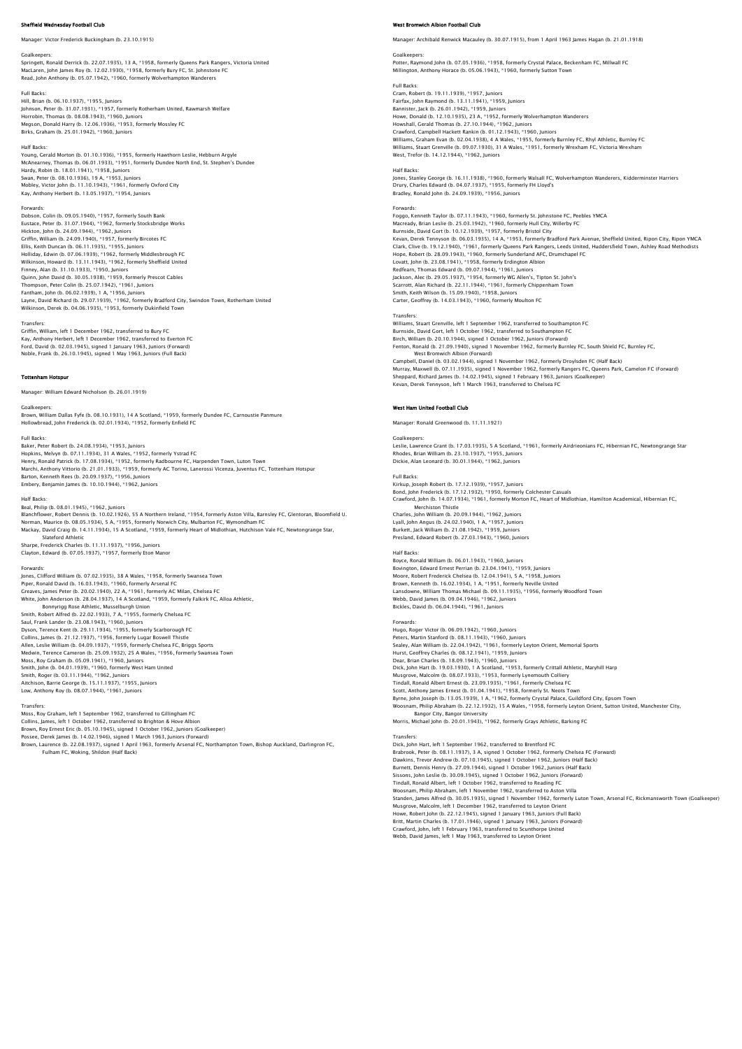## Sheffield Wednesday Football Club

Manager: Victor Frederick Buckingham (b. 23.10.1915)

Goalkeepers:
Springett, Ronald Derrick (b. 22.07.1935), 13 A, *1958, formerly Queens Park Rangers, Victoria United
MacLaren, John James Roy (b. 12.02.1930), *1958, formerly Bury FC, St. Johnstone FC
Read, John Anthony (b. 05.07.1942), *1960, formerly Wolverhampton Wanderers

Full Backs:
Hill, Brian (b. 06.10.1937), *1955, Juniors
Johnson, Peter (b. 31.07.1931), *1957, formerly Rotherham United, Rawmarsh Welfare
Horrobin, Thomas (b. 08.08.1943), *1960, Juniors
Megson, Donald Harry (b. 12.06.1936), *1953, formerly Mossley FC
Birks, Graham (b. 25.01.1942), *1960, Juniors

Half Backs:
Young, Gerald Morton (b. 01.10.1936), *1955, formerly Hawthorn Leslie, Hebburn Argyle
McAnearney, Thomas (b. 06.01.1933), *1951, formerly Dundee North End, St. Stephen's Dundee
Hardy, Robin (b. 18.01.1941), *1958, Juniors
Swan, Peter (b. 08.10.1936), 19 A, *1953, Juniors
Mobley, Victor John (b. 11.10.1943), *1961, formerly Oxford City
Kay, Anthony Herbert (b. 13.05.1937), *1954, Juniors

Forwards:
Dobson, Colin (b. 09.05.1940), *1957, formerly South Bank
Eustace, Peter (b. 31.07.1944), *1962, formerly Stocksbridge Works
Hickton, John (b. 24.09.1944), *1962, Juniors
Griffin, William (b. 24.09.1940), *1957, formerly Bircotes FC
Ellis, Keith Duncan (b. 06.11.1935), *1955, Juniors
Holliday, Edwin (b. 07.06.1939), *1962, formerly Middlesbrough FC
Wilkinson, Howard (b. 13.11.1943), *1962, formerly Sheffield United
Finney, Alan (b. 31.10.1933), *1950, Juniors
Quinn, John David (b. 30.05.1938), *1959, formerly Prescot Cables
Thompson, Peter Colin (b. 25.07.1942), *1961, Juniors
Fantham, John (b. 06.02.1939), 1 A, *1956, Juniors
Layne, David Richard (b. 29.07.1939), *1962, formerly Bradford City, Swindon Town, Rotherham United
Wilkinson, Derek (b. 04.06.1935), *1953, formerly Dukinfield Town

Transfers:
Griffin, William, left 1 December 1962, transferred to Bury FC
Kay, Anthony Herbert, left 1 December 1962, transferred to Everton FC
Ford, David (b. 02.03.1945), signed 1 January 1963, Juniors (Forward)
Noble, Frank (b. 26.10.1945), signed 1 May 1963, Juniors (Full Back)

## Tottenham Hotspur

Manager: William Edward Nicholson (b. 26.01.1919)

Goalkeepers:
Brown, William Dallas Fyfe (b. 08.10.1931), 14 A Scotland, *1959, formerly Dundee FC, Carnoustie Panmure
Hollowbread, John Frederick (b. 02.01.1934), *1952, formerly Enfield FC

Full Backs:
Baker, Peter Robert (b. 24.08.1934), *1953, Juniors
Hopkins, Melvyn (b. 07.11.1934), 31 A Wales, *1952, formerly Ystrad FC
Henry, Ronald Patrick (b. 17.08.1934), *1952, formerly Radbourne FC, Harpenden Town, Luton Town
Marchi, Anthony Vittorio (b. 21.01.1933), *1959, formerly AC Torino, Lanerossi Vicenza, Juventus FC, Tottenham Hotspur
Barton, Kenneth Rees (b. 20.09.1937), *1956, Juniors
Embery, Benjamin James (b. 10.10.1944), *1962, Juniors

Half Backs:
Beal, Philip (b. 08.01.1945), *1962, Juniors
Blanchflower, Robert Dennis (b. 10.02.1926), 55 A Northern Ireland, *1954, formerly Aston Villa, Barnsley FC, Glentoran, Bloomfield U.
Norman, Maurice (b. 08.05.1934), 5 A, *1955, formerly Norwich City, Mulbarton FC, Wymondham FC
Mackay, David Craig (b. 14.11.1934), 15 A Scotland, *1959, formerly Heart of Midlothian, Hutchison Vale FC, Newtongrange Star, Slateford Athletic
Sharpe, Frederick Charles (b. 11.11.1937), *1956, Juniors
Clayton, Edward (b. 07.05.1937), *1957, formerly Eton Manor

Forwards:
Jones, Clifford William (b. 07.02.1935), 38 A Wales, *1958, formerly Swansea Town
Piper, Ronald David (b. 16.03.1943), *1960, formerly Arsenal FC
Greaves, James Peter (b. 20.02.1940), 22 A, *1961, formerly AC Milan, Chelsea FC
White, John Anderson (b. 28.04.1937), 14 A Scotland, *1959, formerly Falkirk FC, Alloa Athletic, Bonnyrigg Rose Athletic, Musselburgh Union
Smith, Robert Alfred (b. 22.02.1933), 7 A, *1955, formerly Chelsea FC
Saul, Frank Lander (b. 23.08.1943), *1960, Juniors
Dyson, Terence Kent (b. 29.11.1934), *1955, formerly Scarborough FC
Collins, James (b. 21.12.1937), *1956, formerly Lugar Boswell Thistle
Allen, Leslie William (b. 04.09.1937), *1959, formerly Chelsea FC, Briggs Sports
Medwin, Terence Cameron (b. 25.09.1932), 25 A Wales, *1956, formerly Swansea Town
Moss, Roy Graham (b. 05.09.1941), *1960, Juniors
Smith, John (b. 04.01.1939), *1960, formerly West Ham United
Smith, Roger (b. 03.11.1944), *1962, Juniors
Aitchison, Barrie George (b. 15.11.1937), *1955, Juniors
Low, Anthony Roy (b. 08.07.1944), *1961, Juniors

Transfers:
Moss, Roy Graham, left 1 September 1962, transferred to Gillingham FC
Collins, James, left 1 October 1962, transferred to Brighton & Hove Albion
Brown, Roy Ernest Eric (b. 05.10.1945), signed 1 October 1962, Juniors (Goalkeeper)
Possee, Derek James (b. 14.02.1946), signed 1 March 1963, Juniors (Forward)
Brown, Laurence (b. 22.08.1937), signed 1 April 1963, formerly Arsenal FC, Northampton Town, Bishop Auckland, Darlington FC, Fulham FC, Woking, Shildon (Half Back)

## West Bromwich Albion Football Club

Manager: Archibald Renwick Macauley (b. 30.07.1915), from 1 April 1963 James Hagan (b. 21.01.1918)

Goalkeepers:
Potter, Raymond John (b. 07.05.1936), *1958, formerly Crystal Palace, Beckenham FC, Millwall FC
Millington, Anthony Horace (b. 05.06.1943), *1960, formerly Sutton Town

Full Backs:
Cram, Robert (b. 19.11.1939), *1957, Juniors
Fairfax, John Raymond (b. 13.11.1941), *1959, Juniors
Bannister, Jack (b. 26.01.1942), *1959, Juniors
Howe, Donald (b. 12.10.1935), 23 A, *1952, formerly Wolverhampton Wanderers
Howshall, Gerald Thomas (b. 27.10.1944), *1962, Juniors
Crawford, Campbell Hackett Rankin (b. 01.12.1943), *1960, Juniors
Williams, Graham Evan (b. 02.04.1938), 4 A Wales, *1955, formerly Burnley FC, Rhyl Athletic, Burnley FC
Williams, Stuart Grenville (b. 09.07.1930), 31 A Wales, *1951, formerly Wrexham FC, Victoria Wrexham
West, Trefor (b. 14.12.1944), *1962, Juniors

Half Backs:
Jones, Stanley George (b. 16.11.1938), *1960, formerly Walsall FC, Wolverhampton Wanderers, Kidderminster Harriers
Drury, Charles Edward (b. 04.07.1937), *1955, formerly FH Lloyd's
Bradley, Ronald John (b. 24.09.1939), *1956, Juniors

Forwards:
Foggo, Kenneth Taylor (b. 07.11.1943), *1960, formerly St. Johnstone FC, Peebles YMCA
Macready, Brian Leslie (b. 25.03.1942), *1960, formerly Hull City, Willerby FC
Burnside, David Gort (b. 10.12.1939), *1957, formerly Bristol City
Kevan, Derek Tennyson (b. 06.03.1935), 14 A, *1953, formerly Bradford Park Avenue, Sheffield United, Ripon City, Ripon YMCA
Clark, Clive (b. 19.12.1940), *1961, formerly Queens Park Rangers, Leeds United, Huddersfield Town, Ashley Road Methodists
Hope, Robert (b. 28.09.1943), *1960, formerly Sunderland AFC, Drumchapel FC
Lovatt, John (b. 23.08.1941), *1958, formerly Erdington Albion
Redfearn, Thomas Edward (b. 09.07.1944), *1961, Juniors
Jackson, Alec (b. 29.05.1937), *1954, formerly WG Allen's, Tipton St. John's
Scarrott, Alan Richard (b. 22.11.1944), *1961, formerly Chippenham Town
Smith, Keith Wilson (b. 15.09.1940), *1958, Juniors
Carter, Geoffrey (b. 14.03.1943), *1960, formerly Moulton FC

Transfers:
Williams, Stuart Grenville, left 1 September 1962, transferred to Southampton FC
Burnside, David Gort, left 1 October 1962, transferred to Southampton FC
Birch, William (b. 20.10.1944), signed 1 October 1962, Juniors (Forward)
Fenton, Ronald (b. 21.09.1940), signed 1 November 1962, formerly Burnley FC, South Shield FC, Burnley FC, West Bromwich Albion (Forward)
Campbell, Daniel (b. 03.02.1944), signed 1 November 1962, formerly Droylsden FC (Half Back)
Murray, Maxwell (b. 07.11.1935), signed 1 November 1962, formerly Rangers FC, Queens Park, Camelon FC (Forward)
Sheppard, Richard James (b. 14.02.1945), signed 1 February 1963, Juniors (Goalkeeper)
Kevan, Derek Tennyson, left 1 March 1963, transferred to Chelsea FC

## West Ham United Football Club

Manager: Ronald Greenwood (b. 11.11.1921)

Goalkeepers:
Leslie, Lawrence Grant (b. 17.03.1935), 5 A Scotland, *1961, formerly Airdrieonians FC, Hibernian FC, Newtongrange Star
Rhodes, Brian William (b. 23.10.1937), *1955, Juniors
Dickie, Alan Leonard (b. 30.01.1944), *1962, Juniors

Full Backs:
Kirkup, Joseph Robert (b. 17.12.1939), *1957, Juniors
Bond, John Frederick (b. 17.12.1932), *1950, formerly Colchester Casuals
Crawford, John (b. 14.07.1934), *1961, formerly Morton FC, Heart of Midlothian, Hamilton Academical, Hibernian FC, Merchiston Thistle
Charles, John William (b. 20.09.1944), *1962, Juniors
Lyall, John Angus (b. 24.02.1940), 1 A, *1957, Juniors
Burkett, Jack William (b. 21.08.1942), *1959, Juniors
Presland, Edward Robert (b. 27.03.1943), *1960, Juniors

Half Backs:
Boyce, Ronald William (b. 06.01.1943), *1960, Juniors
Bovington, Edward Ernest Perrian (b. 23.04.1941), *1959, Juniors
Moore, Robert Frederick Chelsea (b. 12.04.1941), 5 A, *1958, Juniors
Brown, Kenneth (b. 16.02.1934), 1 A, *1951, formerly Neville United
Lansdowne, William Thomas Michael (b. 09.11.1935), *1956, formerly Woodford Town
Webb, David James (b. 09.04.1946), *1962, Juniors
Bickles, David (b. 06.04.1944), *1961, Juniors

Forwards:
Hugo, Roger Victor (b. 06.09.1942), *1960, Juniors
Peters, Martin Stanford (b. 08.11.1943), *1960, Juniors
Sealey, Alan William (b. 22.04.1942), *1961, formerly Leyton Orient, Memorial Sports
Hurst, Geoffrey Charles (b. 08.12.1941), *1959, Juniors
Dear, Brian Charles (b. 18.09.1943), *1960, Juniors
Dick, John Hart (b. 19.03.1930), 1 A Scotland, *1953, formerly Crittall Athletic, Maryhill Harp
Musgrove, Malcolm (b. 08.07.1933), *1953, formerly Lynemouth Colliery
Tindall, Ronald Albert Ernest (b. 23.09.1935), *1961, formerly Chelsea FC
Scott, Anthony James Ernest (b. 01.04.1941), *1958, formerly St. Neots Town
Byrne, John Joseph (b. 13.05.1939), 1 A, *1962, formerly Crystal Palace, Guildford City, Epsom Town
Woosnam, Philip Abraham (b. 22.12.1932), 15 A Wales, *1958, formerly Leyton Orient, Sutton United, Manchester City, Bangor City, Bangor University
Morris, Michael John (b. 20.01.1943), *1962, formerly Grays Athletic, Barking FC

Transfers:
Dick, John Hart, left 1 September 1962, transferred to Brentford FC
Brabrook, Peter (b. 08.11.1937), 3 A, signed 1 October 1962, formerly Chelsea FC (Forward)
Dawkins, Trevor Andrew (b. 07.10.1945), signed 1 October 1962, Juniors (Half Back)
Burnett, Dennis Henry (b. 27.09.1944), signed 1 October 1962, Juniors (Half Back)
Sissons, John Leslie (b. 30.09.1945), signed 1 October 1962, Juniors (Forward)
Tindall, Ronald Albert, left 1 October 1962, transferred to Reading FC
Woosnam, Philip Abraham, left 1 November 1962, transferred to Aston Villa
Standen, James Alfred (b. 30.05.1935), signed 1 November 1962, formerly Luton Town, Arsenal FC, Rickmansworth Town (Goalkeeper)
Musgrove, Malcolm, left 1 December 1962, transferred to Leyton Orient
Howe, Robert John (b. 22.12.1945), signed 1 January 1963, Juniors (Full Back)
Britt, Martin Charles (b. 17.01.1946), signed 1 January 1963, Juniors (Forward)
Crawford, John, left 1 February 1963, transferred to Scunthorpe United
Webb, David James, left 1 May 1963, transferred to Leyton Orient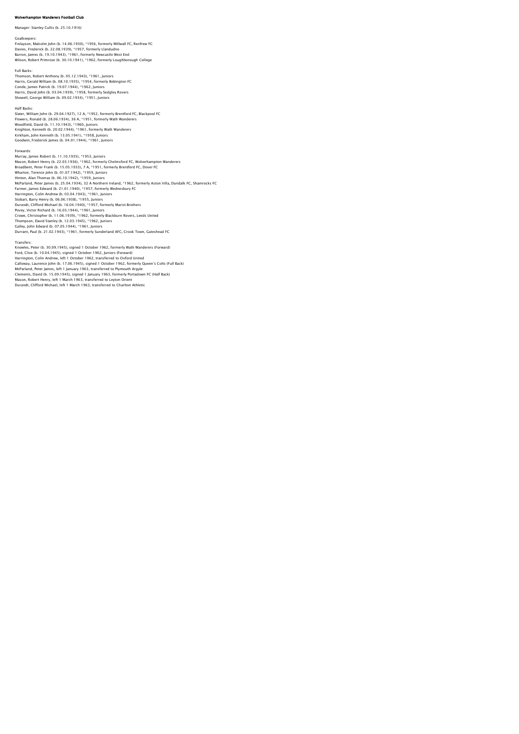# Wolverhampton Wanderers Football Club

Manager: Stanley Cullis (b. 25.10.1916)

Goalkeepers:
Finlayson, Malcolm John (b. 14.06.1930), *1956, formerly Millwall FC, Renfrew FC
Davies, Frederick (b. 22.08.1939), *1957, formerly Llandudno
Barron, James (b. 19.10.1943), *1961, formerly Newcastle West End
Wilson, Robert Primrose (b. 30.10.1941), *1962, formerly Loughborough College

Full Backs:
Thomson, Robert Anthony (b. 05.12.1943), *1961, Juniors
Harris, Gerald William (b. 08.10.1935), *1954, formerly Bebington FC
Conde, James Patrick (b. 19.07.1944), *1962, Juniors
Harris, David John (b. 03.04.1939), *1958, formerly Sedgley Rovers
Showell, George William (b. 09.02.1934), *1951, Juniors

Half Backs:
Slater, William John (b. 29.04.1927), 12 A, *1952, formerly Brentford FC, Blackpool FC
Flowers, Ronald (b. 28.06.1934), 36 A, *1951, formerly Wath Wanderers
Woodfield, David (b. 11.10.1943), *1960, Juniors
Knighton, Kenneth (b. 20.02.1944), *1961, formerly Wath Wanderers
Kirkham, John Kenneth (b. 13.05.1941), *1958, Juniors
Goodwin, Frederick James (b. 04.01.1944), *1961, Juniors

Forwards:
Murray, James Robert (b. 11.10.1935), *1953, Juniors
Mason, Robert Henry (b. 22.03.1936), *1962, formerly Chelmsford FC, Wolverhampton Wanderers
Broadbent, Peter Frank (b. 15.05.1933), 7 A, *1951, formerly Brentford FC, Dover FC
Wharton, Terence John (b. 01.07.1942), *1959, Juniors
Hinton, Alan Thomas (b. 06.10.1942), *1959, Juniors
McParland, Peter James (b. 25.04.1934), 32 A Northern Ireland, *1962, formerly Aston Villa, Dundalk FC, Shamrocks FC
Farmer, James Edward (b. 21.01.1940), *1957, formerly Wednesbury FC
Harrington, Colin Andrew (b. 03.04.1943), *1961, Juniors
Stobart, Barry Henry (b. 06.06.1938), *1955, Juniors
Durandt, Clifford Michael (b. 16.04.1940), *1957, formerly Marist Brothers
Povey, Victor Richard (b. 16.03.1944), *1961, Juniors
Crowe, Christopher (b. 11.06.1939), *1962, formerly Blackburn Rovers, Leeds United
Thompson, David Stanley (b. 12.03.1945), *1962, Juniors
Galley, John Edward (b. 07.05.1944), *1961, Juniors
Durrant, Paul (b. 21.02.1943), *1961, formerly Sunderland AFC, Crook Town, Gateshead FC

Transfers:
Knowles, Peter (b. 30.09.1945), signed 1 October 1962, formerly Wath Wanderers (Forward)
Ford, Clive (b. 10.04.1945), signed 1 October 1962, Juniors (Forward)
Harrington, Colin Andrew, left 1 October 1962, transferred to Oxford United
Calloway, Laurence John (b. 17.06.1945), signed 1 October 1962, formerly Queen's Colts (Full Back)
McParland, Peter James, left 1 January 1963, transferred to Plymouth Argyle
Clements, David (b. 15.09.1945), signed 1 January 1963, formerly Portadown FC (Half Back)
Mason, Robert Henry, left 1 March 1963, transferred to Leyton Orient
Durandt, Clifford Michael, left 1 March 1963, transferred to Charlton Athletic